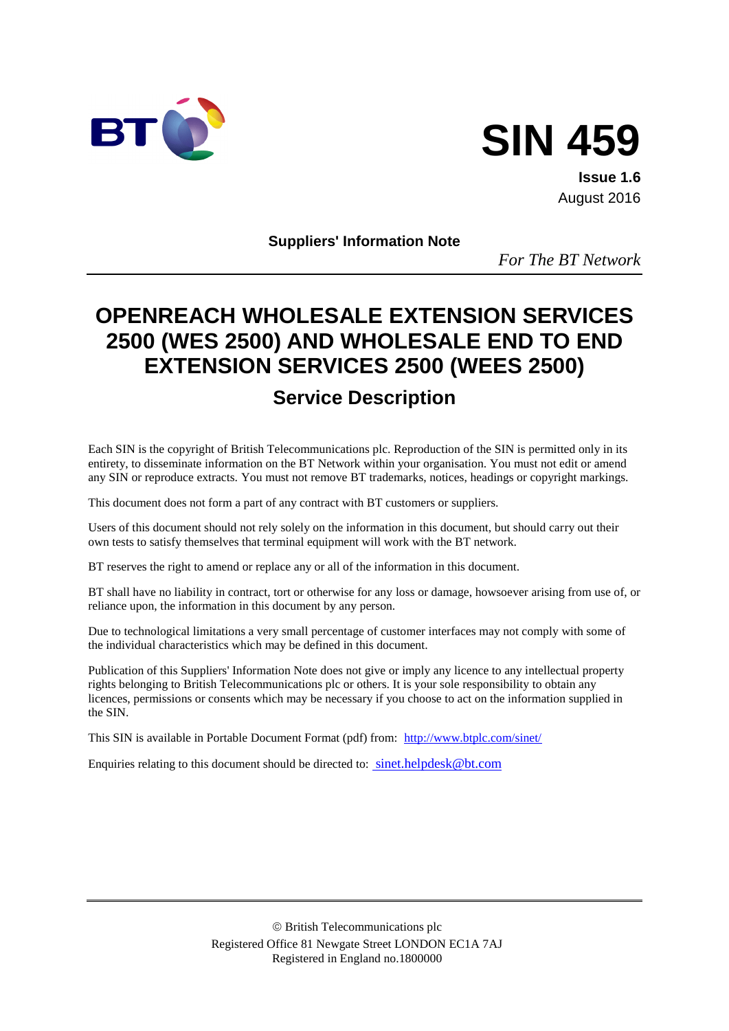BT

# SIN 459

**Issue 1.6**
August 2016

**Suppliers' Information Note**

*For The BT Network*

# OPENREACH WHOLESALE EXTENSION SERVICES 2500 (WES 2500) AND WHOLESALE END TO END EXTENSION SERVICES 2500 (WEES 2500)

## Service Description

Each SIN is the copyright of British Telecommunications plc. Reproduction of the SIN is permitted only in its entirety, to disseminate information on the BT Network within your organisation. You must not edit or amend any SIN or reproduce extracts. You must not remove BT trademarks, notices, headings or copyright markings.

This document does not form a part of any contract with BT customers or suppliers.

Users of this document should not rely solely on the information in this document, but should carry out their own tests to satisfy themselves that terminal equipment will work with the BT network.

BT reserves the right to amend or replace any or all of the information in this document.

BT shall have no liability in contract, tort or otherwise for any loss or damage, howsoever arising from use of, or reliance upon, the information in this document by any person.

Due to technological limitations a very small percentage of customer interfaces may not comply with some of the individual characteristics which may be defined in this document.

Publication of this Suppliers' Information Note does not give or imply any licence to any intellectual property rights belonging to British Telecommunications plc or others. It is your sole responsibility to obtain any licences, permissions or consents which may be necessary if you choose to act on the information supplied in the SIN.

This SIN is available in Portable Document Format (pdf) from: http://www.btplc.com/sinet/

Enquiries relating to this document should be directed to: sinet.helpdesk@bt.com

© British Telecommunications plc
Registered Office 81 Newgate Street LONDON EC1A 7AJ
Registered in England no.1800000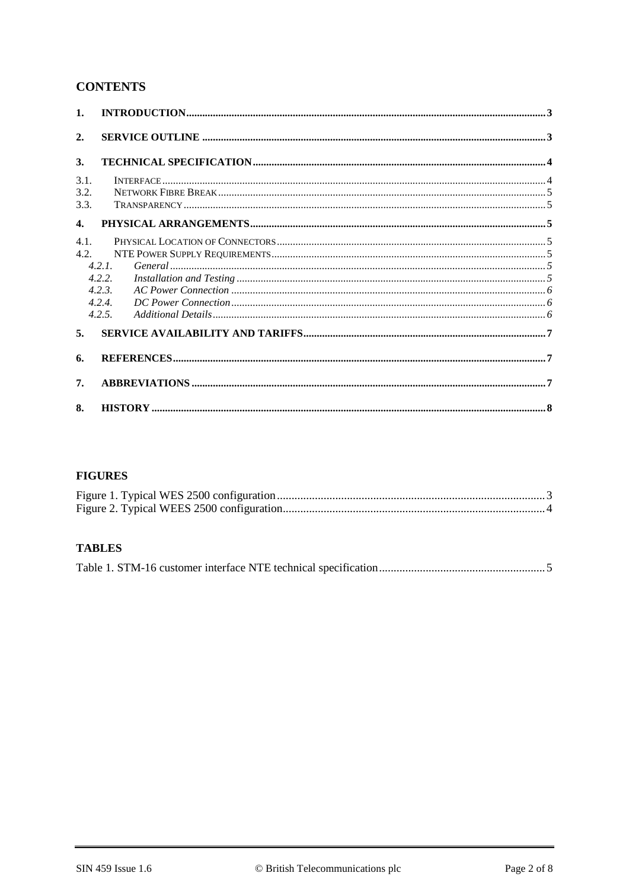## CONTENTS

**1. INTRODUCTION** ..... 3

**2. SERVICE OUTLINE** ..... 3

**3. TECHNICAL SPECIFICATION** ..... 4

3.1. INTERFACE ..... 4
3.2. NETWORK FIBRE BREAK ..... 5
3.3. TRANSPARENCY ..... 5

**4. PHYSICAL ARRANGEMENTS** ..... 5

4.1. PHYSICAL LOCATION OF CONNECTORS ..... 5
4.2. NTE POWER SUPPLY REQUIREMENTS ..... 5
*4.2.1. General* ..... 5
*4.2.2. Installation and Testing* ..... 5
*4.2.3. AC Power Connection* ..... 6
*4.2.4. DC Power Connection* ..... 6
*4.2.5. Additional Details* ..... 6

**5. SERVICE AVAILABILITY AND TARIFFS** ..... 7

**6. REFERENCES** ..... 7

**7. ABBREVIATIONS** ..... 7

**8. HISTORY** ..... 8

## FIGURES

Figure 1. Typical WES 2500 configuration ..... 3
Figure 2. Typical WEES 2500 configuration ..... 4

## TABLES

Table 1. STM-16 customer interface NTE technical specification ..... 5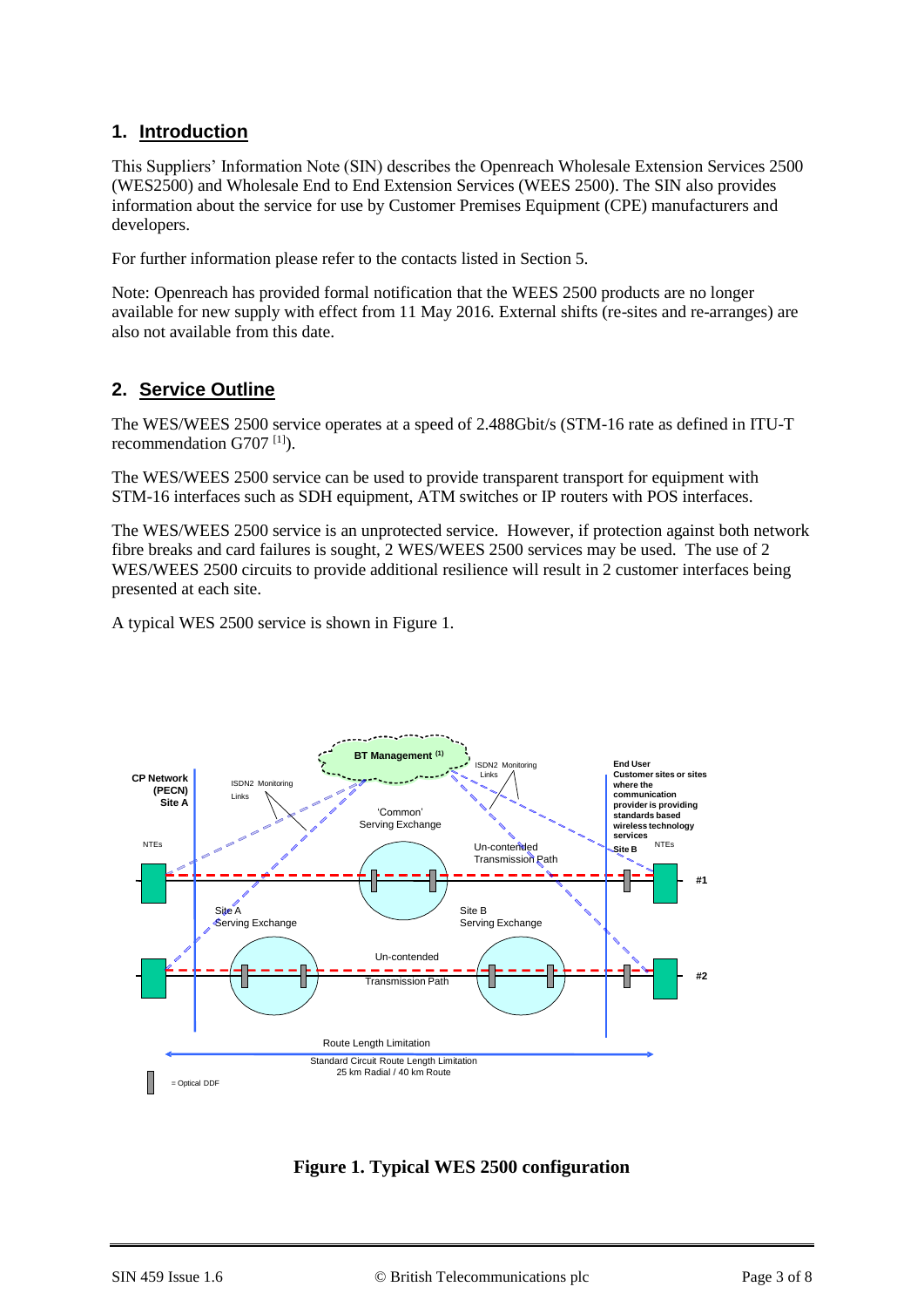## 1. Introduction

This Suppliers' Information Note (SIN) describes the Openreach Wholesale Extension Services 2500 (WES2500) and Wholesale End to End Extension Services (WEES 2500). The SIN also provides information about the service for use by Customer Premises Equipment (CPE) manufacturers and developers.

For further information please refer to the contacts listed in Section 5.

Note: Openreach has provided formal notification that the WEES 2500 products are no longer available for new supply with effect from 11 May 2016. External shifts (re-sites and re-arranges) are also not available from this date.

## 2. Service Outline

The WES/WEES 2500 service operates at a speed of 2.488Gbit/s (STM-16 rate as defined in ITU-T recommendation G707 [1]).

The WES/WEES 2500 service can be used to provide transparent transport for equipment with STM-16 interfaces such as SDH equipment, ATM switches or IP routers with POS interfaces.

The WES/WEES 2500 service is an unprotected service. However, if protection against both network fibre breaks and card failures is sought, 2 WES/WEES 2500 services may be used. The use of 2 WES/WEES 2500 circuits to provide additional resilience will result in 2 customer interfaces being presented at each site.

A typical WES 2500 service is shown in Figure 1.

**Figure 1. Typical WES 2500 configuration**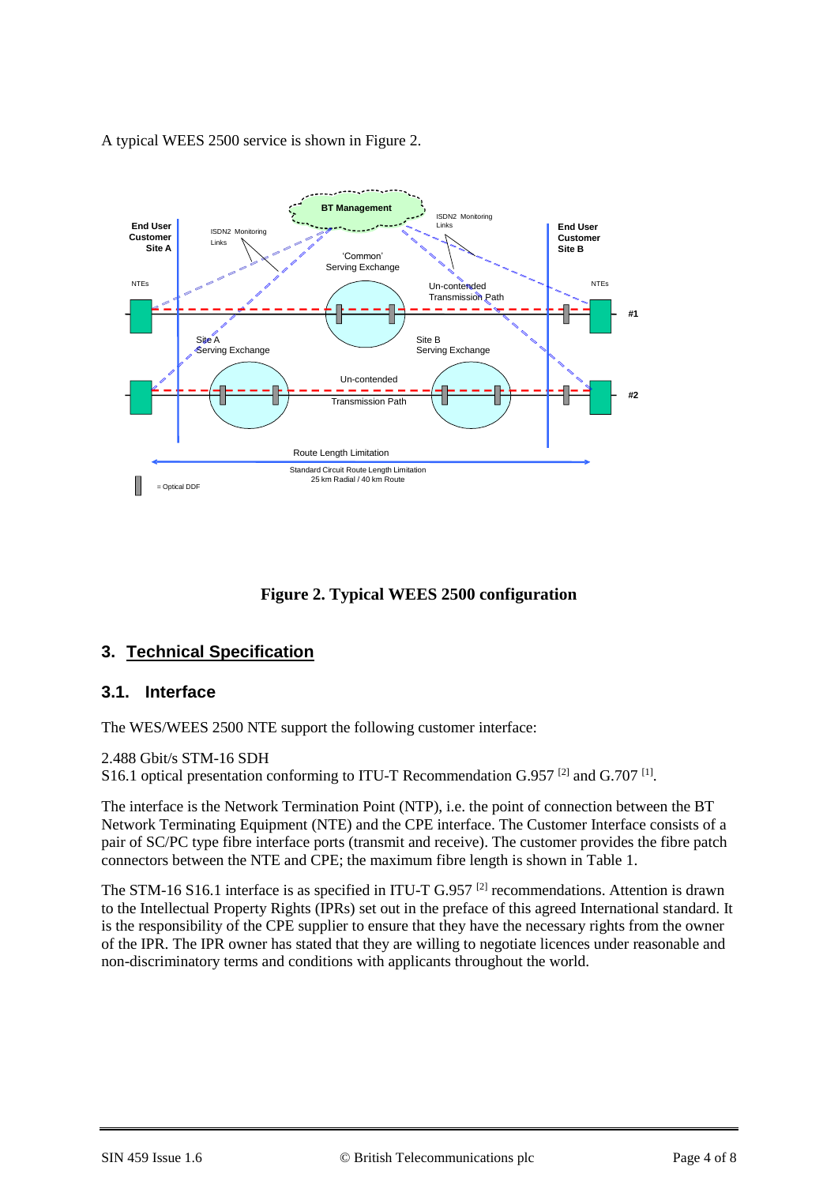A typical WEES 2500 service is shown in Figure 2.

**Figure 2. Typical WEES 2500 configuration**

## 3. Technical Specification

### 3.1. Interface

The WES/WEES 2500 NTE support the following customer interface:

2.488 Gbit/s STM-16 SDH
S16.1 optical presentation conforming to ITU-T Recommendation G.957 [2] and G.707 [1].

The interface is the Network Termination Point (NTP), i.e. the point of connection between the BT Network Terminating Equipment (NTE) and the CPE interface. The Customer Interface consists of a pair of SC/PC type fibre interface ports (transmit and receive). The customer provides the fibre patch connectors between the NTE and CPE; the maximum fibre length is shown in Table 1.

The STM-16 S16.1 interface is as specified in ITU-T G.957 [2] recommendations. Attention is drawn to the Intellectual Property Rights (IPRs) set out in the preface of this agreed International standard. It is the responsibility of the CPE supplier to ensure that they have the necessary rights from the owner of the IPR. The IPR owner has stated that they are willing to negotiate licences under reasonable and non-discriminatory terms and conditions with applicants throughout the world.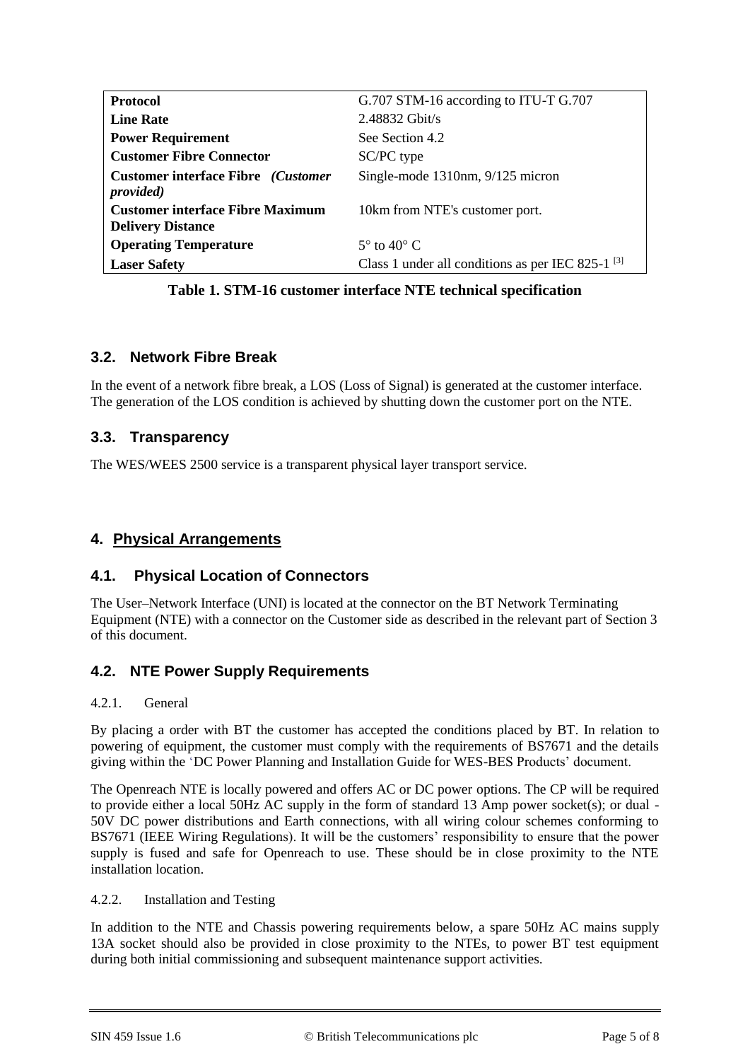| | |
|---|---|
| **Protocol** | G.707 STM-16 according to ITU-T G.707 |
| **Line Rate** | 2.48832 Gbit/s |
| **Power Requirement** | See Section 4.2 |
| **Customer Fibre Connector** | SC/PC type |
| **Customer interface Fibre** ***(Customer provided)*** | Single-mode 1310nm, 9/125 micron |
| **Customer interface Fibre Maximum Delivery Distance** | 10km from NTE's customer port. |
| **Operating Temperature** | 5° to 40° C |
| **Laser Safety** | Class 1 under all conditions as per IEC 825-1 [3] |

**Table 1. STM-16 customer interface NTE technical specification**

### 3.2. Network Fibre Break

In the event of a network fibre break, a LOS (Loss of Signal) is generated at the customer interface. The generation of the LOS condition is achieved by shutting down the customer port on the NTE.

### 3.3. Transparency

The WES/WEES 2500 service is a transparent physical layer transport service.

## 4. Physical Arrangements

### 4.1. Physical Location of Connectors

The User–Network Interface (UNI) is located at the connector on the BT Network Terminating Equipment (NTE) with a connector on the Customer side as described in the relevant part of Section 3 of this document.

### 4.2. NTE Power Supply Requirements

4.2.1. General

By placing a order with BT the customer has accepted the conditions placed by BT. In relation to powering of equipment, the customer must comply with the requirements of BS7671 and the details giving within the 'DC Power Planning and Installation Guide for WES-BES Products' document.

The Openreach NTE is locally powered and offers AC or DC power options. The CP will be required to provide either a local 50Hz AC supply in the form of standard 13 Amp power socket(s); or dual -50V DC power distributions and Earth connections, with all wiring colour schemes conforming to BS7671 (IEEE Wiring Regulations). It will be the customers' responsibility to ensure that the power supply is fused and safe for Openreach to use. These should be in close proximity to the NTE installation location.

4.2.2. Installation and Testing

In addition to the NTE and Chassis powering requirements below, a spare 50Hz AC mains supply 13A socket should also be provided in close proximity to the NTEs, to power BT test equipment during both initial commissioning and subsequent maintenance support activities.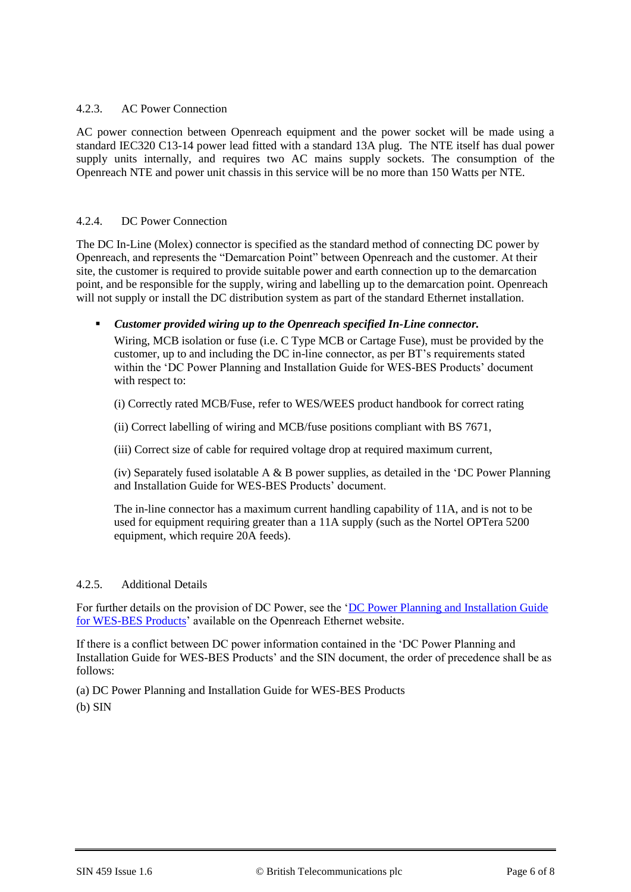#### 4.2.3. AC Power Connection

AC power connection between Openreach equipment and the power socket will be made using a standard IEC320 C13-14 power lead fitted with a standard 13A plug. The NTE itself has dual power supply units internally, and requires two AC mains supply sockets. The consumption of the Openreach NTE and power unit chassis in this service will be no more than 150 Watts per NTE.

#### 4.2.4. DC Power Connection

The DC In-Line (Molex) connector is specified as the standard method of connecting DC power by Openreach, and represents the "Demarcation Point" between Openreach and the customer. At their site, the customer is required to provide suitable power and earth connection up to the demarcation point, and be responsible for the supply, wiring and labelling up to the demarcation point. Openreach will not supply or install the DC distribution system as part of the standard Ethernet installation.

- ***Customer provided wiring up to the Openreach specified In-Line connector.***

  Wiring, MCB isolation or fuse (i.e. C Type MCB or Cartage Fuse), must be provided by the customer, up to and including the DC in-line connector, as per BT's requirements stated within the 'DC Power Planning and Installation Guide for WES-BES Products' document with respect to:

  (i) Correctly rated MCB/Fuse, refer to WES/WEES product handbook for correct rating

  (ii) Correct labelling of wiring and MCB/fuse positions compliant with BS 7671,

  (iii) Correct size of cable for required voltage drop at required maximum current,

  (iv) Separately fused isolatable A & B power supplies, as detailed in the 'DC Power Planning and Installation Guide for WES-BES Products' document.

  The in-line connector has a maximum current handling capability of 11A, and is not to be used for equipment requiring greater than a 11A supply (such as the Nortel OPTera 5200 equipment, which require 20A feeds).

#### 4.2.5. Additional Details

For further details on the provision of DC Power, see the 'DC Power Planning and Installation Guide for WES-BES Products' available on the Openreach Ethernet website.

If there is a conflict between DC power information contained in the 'DC Power Planning and Installation Guide for WES-BES Products' and the SIN document, the order of precedence shall be as follows:

(a) DC Power Planning and Installation Guide for WES-BES Products

(b) SIN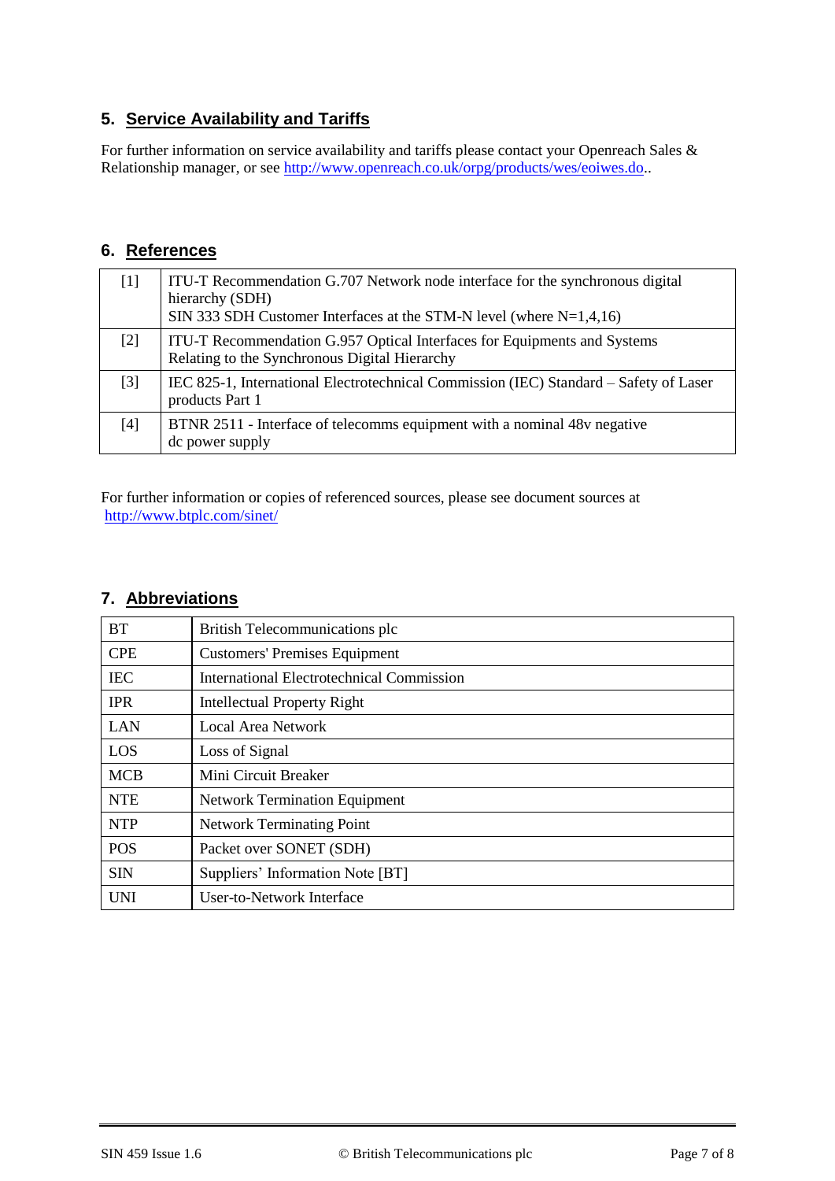## 5. Service Availability and Tariffs

For further information on service availability and tariffs please contact your Openreach Sales & Relationship manager, or see http://www.openreach.co.uk/orpg/products/wes/eoiwes.do..

## 6. References

| | |
|---|---|
| [1] | ITU-T Recommendation G.707 Network node interface for the synchronous digital hierarchy (SDH)<br>SIN 333 SDH Customer Interfaces at the STM-N level (where N=1,4,16) |
| [2] | ITU-T Recommendation G.957 Optical Interfaces for Equipments and Systems Relating to the Synchronous Digital Hierarchy |
| [3] | IEC 825-1, International Electrotechnical Commission (IEC) Standard – Safety of Laser products Part 1 |
| [4] | BTNR 2511 - Interface of telecomms equipment with a nominal 48v negative dc power supply |

For further information or copies of referenced sources, please see document sources at http://www.btplc.com/sinet/

## 7. Abbreviations

| | |
|---|---|
| BT | British Telecommunications plc |
| CPE | Customers' Premises Equipment |
| IEC | International Electrotechnical Commission |
| IPR | Intellectual Property Right |
| LAN | Local Area Network |
| LOS | Loss of Signal |
| MCB | Mini Circuit Breaker |
| NTE | Network Termination Equipment |
| NTP | Network Terminating Point |
| POS | Packet over SONET (SDH) |
| SIN | Suppliers' Information Note [BT] |
| UNI | User-to-Network Interface |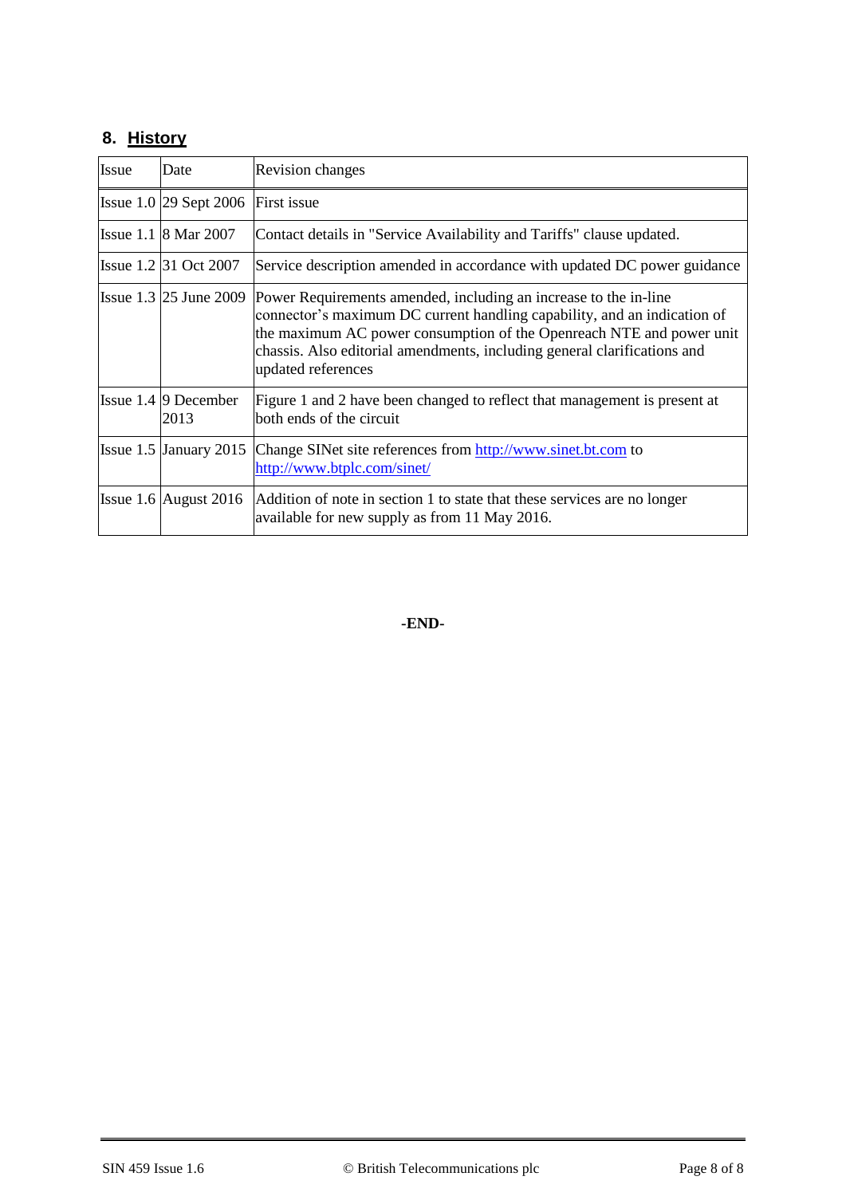## 8. History

| Issue | Date | Revision changes |
|---|---|---|
| Issue 1.0 | 29 Sept 2006 | First issue |
| Issue 1.1 | 8 Mar 2007 | Contact details in "Service Availability and Tariffs" clause updated. |
| Issue 1.2 | 31 Oct 2007 | Service description amended in accordance with updated DC power guidance |
| Issue 1.3 | 25 June 2009 | Power Requirements amended, including an increase to the in-line connector's maximum DC current handling capability, and an indication of the maximum AC power consumption of the Openreach NTE and power unit chassis. Also editorial amendments, including general clarifications and updated references |
| Issue 1.4 | 9 December 2013 | Figure 1 and 2 have been changed to reflect that management is present at both ends of the circuit |
| Issue 1.5 | January 2015 | Change SINet site references from http://www.sinet.bt.com to http://www.btplc.com/sinet/ |
| Issue 1.6 | August 2016 | Addition of note in section 1 to state that these services are no longer available for new supply as from 11 May 2016. |

**-END-**